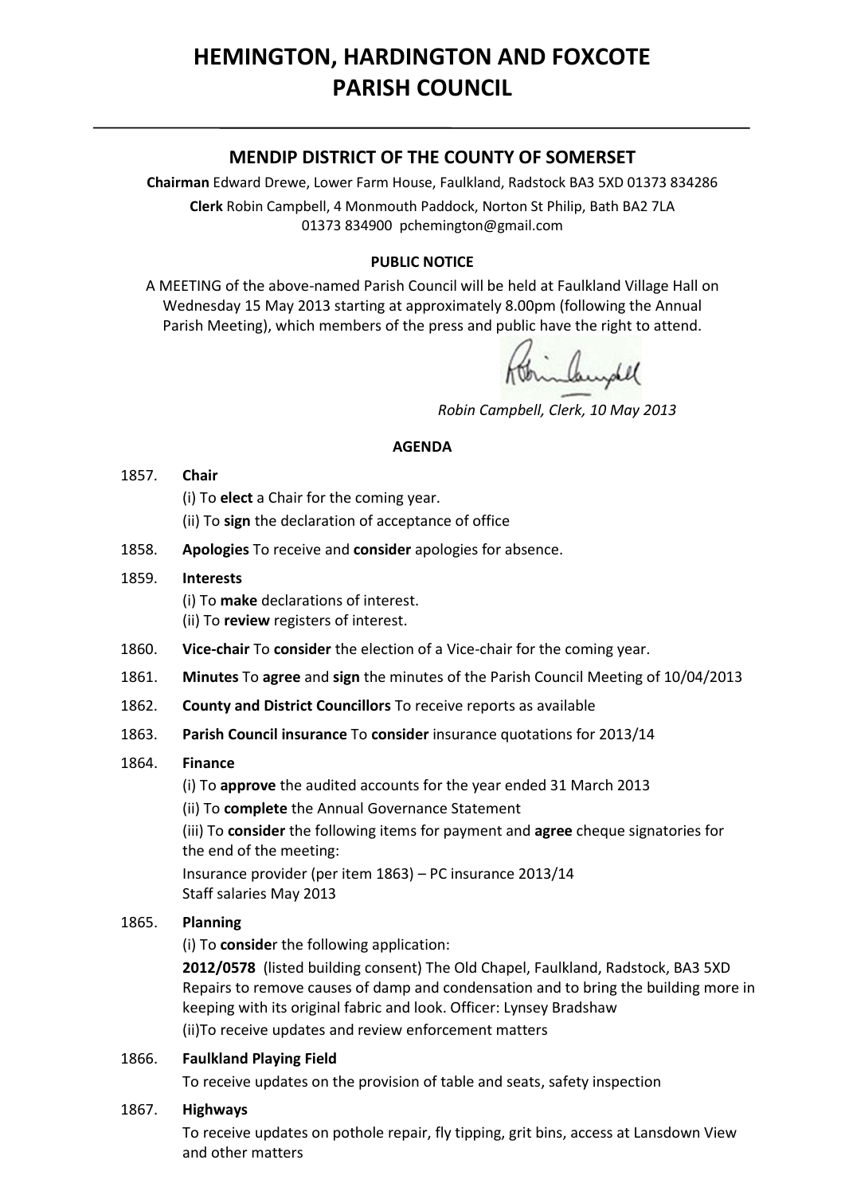# HEMINGTON, HARDINGTON AND FOXCOTE PARISH COUNCIL

## MENDIP DISTRICT OF THE COUNTY OF SOMERSET

**Chairman** Edward Drewe, Lower Farm House, Faulkland, Radstock BA3 5XD 01373 834286

**Clerk** Robin Campbell, 4 Monmouth Paddock, Norton St Philip, Bath BA2 7LA 01373 834900 pchemington@gmail.com

**PUBLIC NOTICE**

A MEETING of the above-named Parish Council will be held at Faulkland Village Hall on Wednesday 15 May 2013 starting at approximately 8.00pm (following the Annual Parish Meeting), which members of the press and public have the right to attend.

*Robin Campbell, Clerk, 10 May 2013*

**AGENDA**

1857. **Chair**
(i) To **elect** a Chair for the coming year.
(ii) To **sign** the declaration of acceptance of office

1858. **Apologies** To receive and **consider** apologies for absence.

1859. **Interests**
(i) To **make** declarations of interest.
(ii) To **review** registers of interest.

1860. **Vice-chair** To **consider** the election of a Vice-chair for the coming year.

1861. **Minutes** To **agree** and **sign** the minutes of the Parish Council Meeting of 10/04/2013

1862. **County and District Councillors** To receive reports as available

1863. **Parish Council insurance** To **consider** insurance quotations for 2013/14

1864. **Finance**
(i) To **approve** the audited accounts for the year ended 31 March 2013
(ii) To **complete** the Annual Governance Statement
(iii) To **consider** the following items for payment and **agree** cheque signatories for the end of the meeting:
Insurance provider (per item 1863) – PC insurance 2013/14
Staff salaries May 2013

1865. **Planning**
(i) To **conside**r the following application:
**2012/0578** (listed building consent) The Old Chapel, Faulkland, Radstock, BA3 5XD Repairs to remove causes of damp and condensation and to bring the building more in keeping with its original fabric and look. Officer: Lynsey Bradshaw
(ii)To receive updates and review enforcement matters

1866. **Faulkland Playing Field**
To receive updates on the provision of table and seats, safety inspection

1867. **Highways**
To receive updates on pothole repair, fly tipping, grit bins, access at Lansdown View and other matters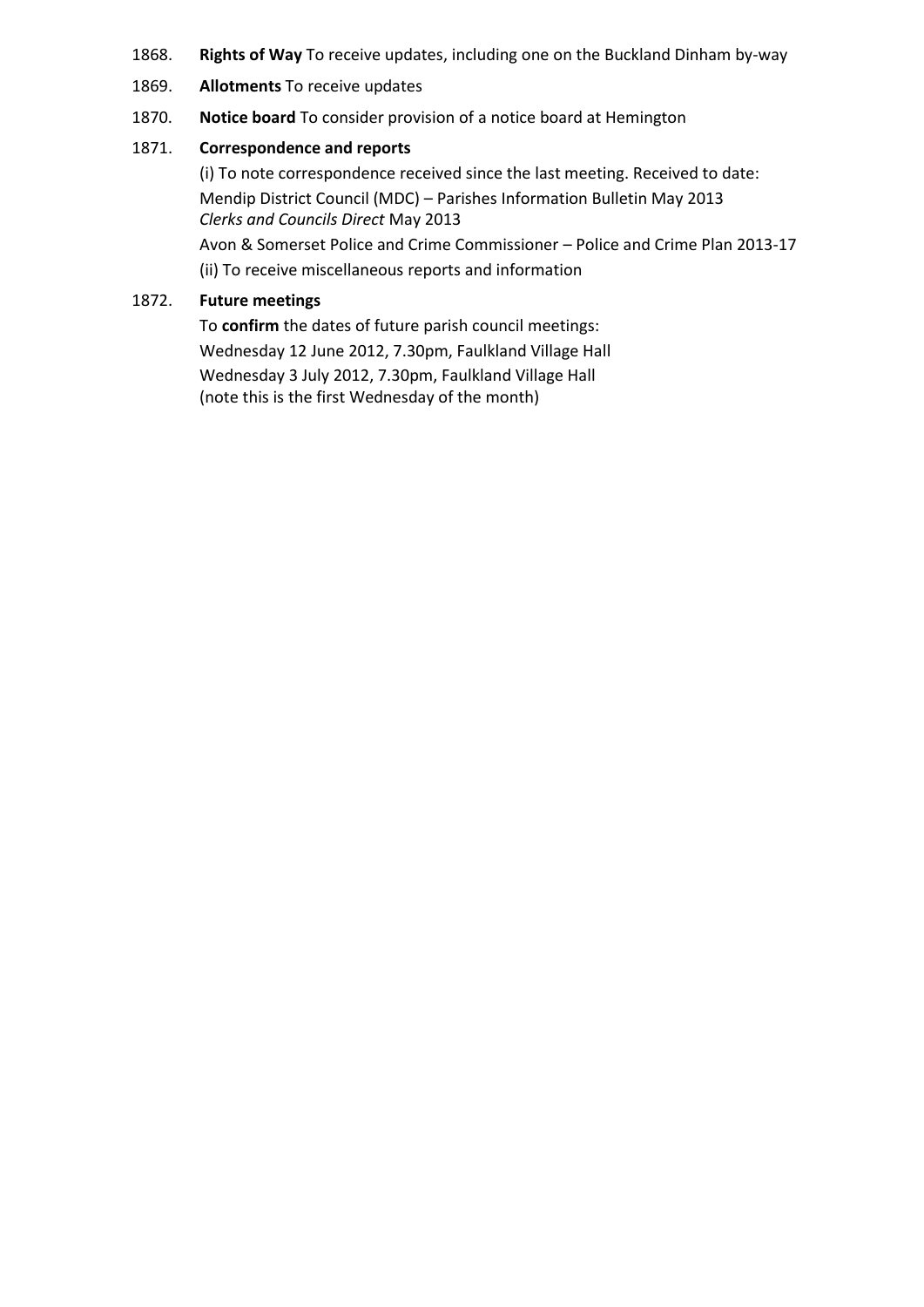1868. **Rights of Way** To receive updates, including one on the Buckland Dinham by-way

1869. **Allotments** To receive updates

1870. **Notice board** To consider provision of a notice board at Hemington

1871. **Correspondence and reports**

    (i) To note correspondence received since the last meeting. Received to date:
    Mendip District Council (MDC) – Parishes Information Bulletin May 2013
    *Clerks and Councils Direct* May 2013
    Avon & Somerset Police and Crime Commissioner – Police and Crime Plan 2013-17
    (ii) To receive miscellaneous reports and information

1872. **Future meetings**

    To **confirm** the dates of future parish council meetings:
    Wednesday 12 June 2012, 7.30pm, Faulkland Village Hall
    Wednesday 3 July 2012, 7.30pm, Faulkland Village Hall
    (note this is the first Wednesday of the month)